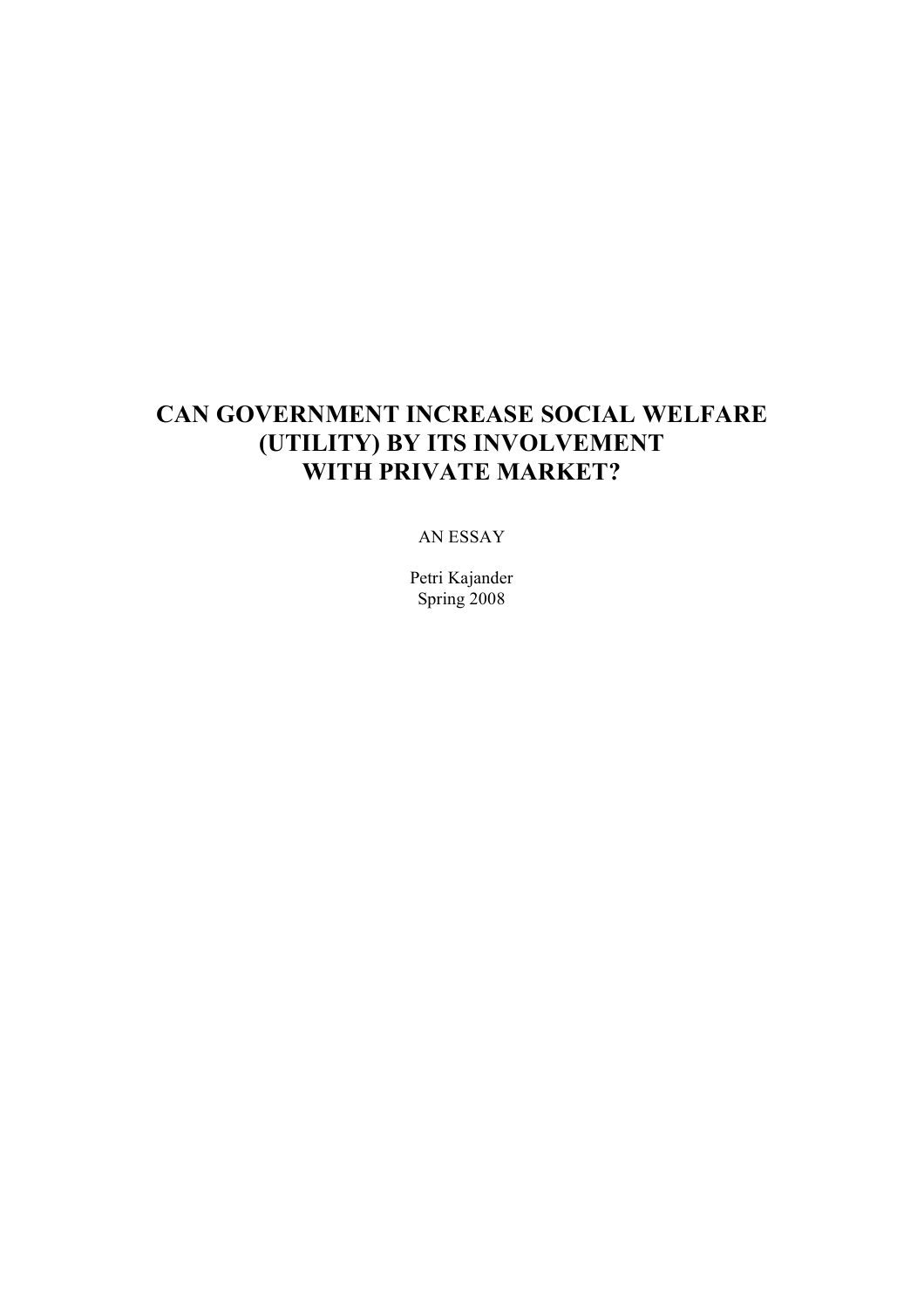# CAN GOVERNMENT INCREASE SOCIAL WELFARE (UTILITY) BY ITS INVOLVEMENT WITH PRIVATE MARKET?

AN ESSAY

Petri Kajander
Spring 2008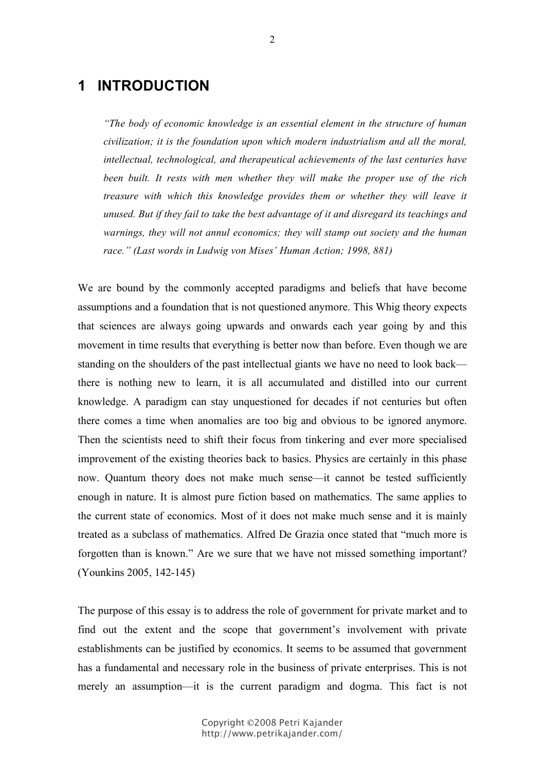# 1 INTRODUCTION

> *"The body of economic knowledge is an essential element in the structure of human civilization; it is the foundation upon which modern industrialism and all the moral, intellectual, technological, and therapeutical achievements of the last centuries have been built. It rests with men whether they will make the proper use of the rich treasure with which this knowledge provides them or whether they will leave it unused. But if they fail to take the best advantage of it and disregard its teachings and warnings, they will not annul economics; they will stamp out society and the human race." (Last words in Ludwig von Mises' Human Action; 1998, 881)*

We are bound by the commonly accepted paradigms and beliefs that have become assumptions and a foundation that is not questioned anymore. This Whig theory expects that sciences are always going upwards and onwards each year going by and this movement in time results that everything is better now than before. Even though we are standing on the shoulders of the past intellectual giants we have no need to look back—there is nothing new to learn, it is all accumulated and distilled into our current knowledge. A paradigm can stay unquestioned for decades if not centuries but often there comes a time when anomalies are too big and obvious to be ignored anymore. Then the scientists need to shift their focus from tinkering and ever more specialised improvement of the existing theories back to basics. Physics are certainly in this phase now. Quantum theory does not make much sense—it cannot be tested sufficiently enough in nature. It is almost pure fiction based on mathematics. The same applies to the current state of economics. Most of it does not make much sense and it is mainly treated as a subclass of mathematics. Alfred De Grazia once stated that "much more is forgotten than is known." Are we sure that we have not missed something important? (Younkins 2005, 142-145)

The purpose of this essay is to address the role of government for private market and to find out the extent and the scope that government's involvement with private establishments can be justified by economics. It seems to be assumed that government has a fundamental and necessary role in the business of private enterprises. This is not merely an assumption—it is the current paradigm and dogma. This fact is not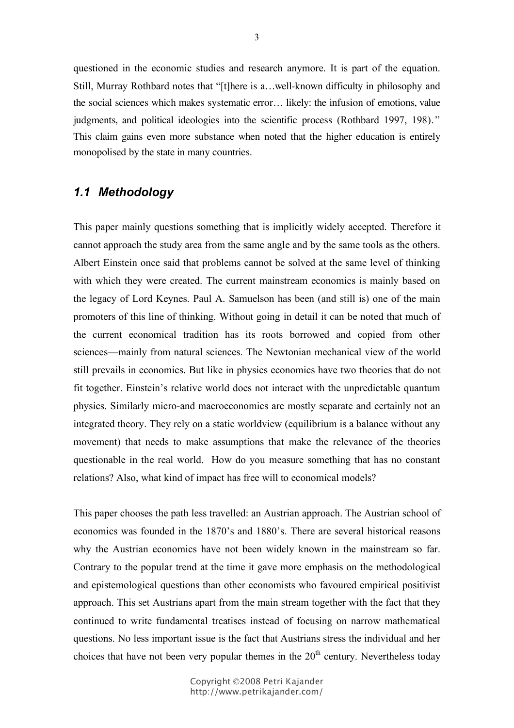questioned in the economic studies and research anymore. It is part of the equation. Still, Murray Rothbard notes that "[t]here is a…well-known difficulty in philosophy and the social sciences which makes systematic error… likely: the infusion of emotions, value judgments, and political ideologies into the scientific process (Rothbard 1997, 198)." This claim gains even more substance when noted that the higher education is entirely monopolised by the state in many countries.

## *1.1 Methodology*

This paper mainly questions something that is implicitly widely accepted. Therefore it cannot approach the study area from the same angle and by the same tools as the others. Albert Einstein once said that problems cannot be solved at the same level of thinking with which they were created. The current mainstream economics is mainly based on the legacy of Lord Keynes. Paul A. Samuelson has been (and still is) one of the main promoters of this line of thinking. Without going in detail it can be noted that much of the current economical tradition has its roots borrowed and copied from other sciences—mainly from natural sciences. The Newtonian mechanical view of the world still prevails in economics. But like in physics economics have two theories that do not fit together. Einstein's relative world does not interact with the unpredictable quantum physics. Similarly micro-and macroeconomics are mostly separate and certainly not an integrated theory. They rely on a static worldview (equilibrium is a balance without any movement) that needs to make assumptions that make the relevance of the theories questionable in the real world. How do you measure something that has no constant relations? Also, what kind of impact has free will to economical models?

This paper chooses the path less travelled: an Austrian approach. The Austrian school of economics was founded in the 1870's and 1880's. There are several historical reasons why the Austrian economics have not been widely known in the mainstream so far. Contrary to the popular trend at the time it gave more emphasis on the methodological and epistemological questions than other economists who favoured empirical positivist approach. This set Austrians apart from the main stream together with the fact that they continued to write fundamental treatises instead of focusing on narrow mathematical questions. No less important issue is the fact that Austrians stress the individual and her choices that have not been very popular themes in the 20th century. Nevertheless today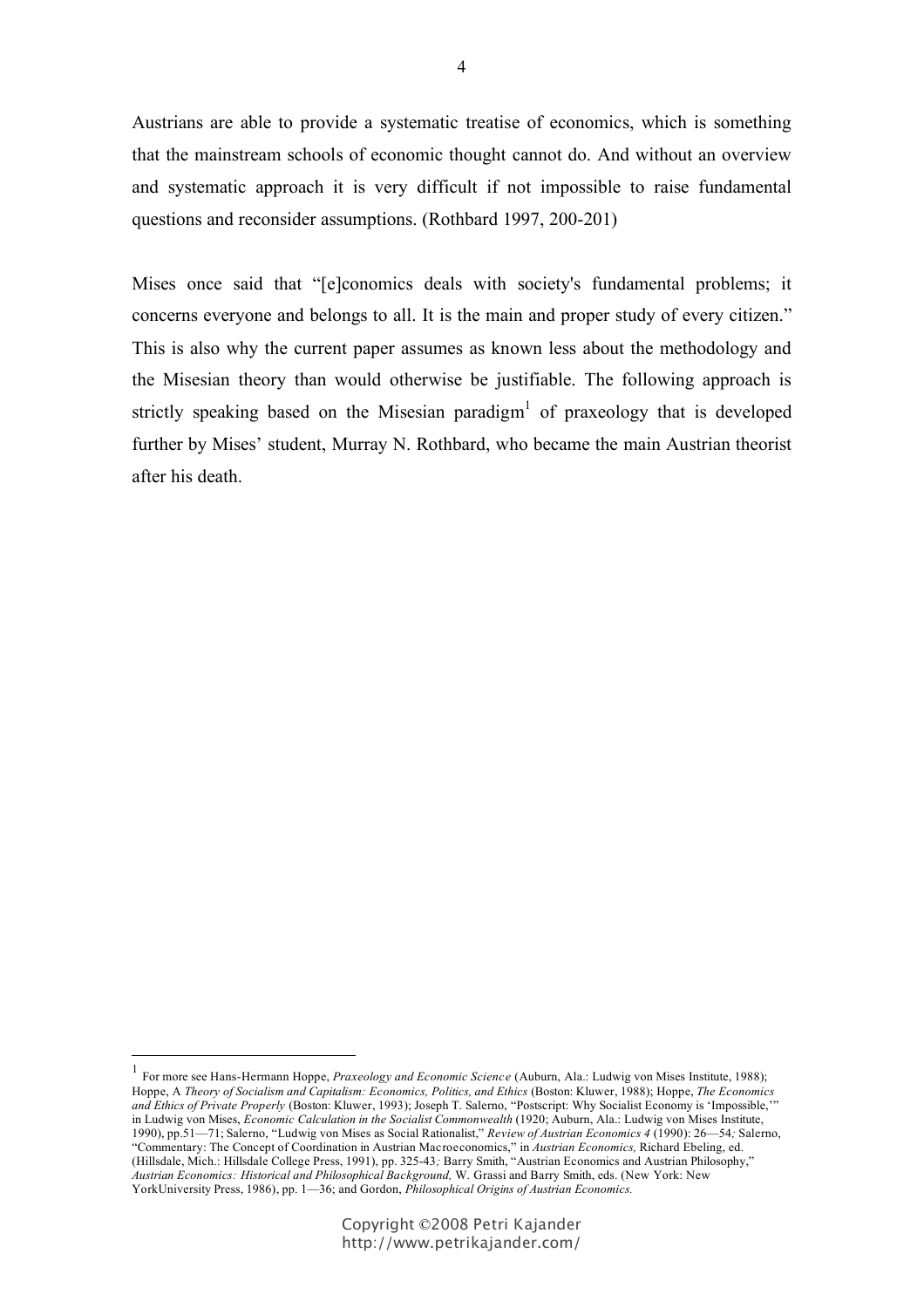Austrians are able to provide a systematic treatise of economics, which is something that the mainstream schools of economic thought cannot do. And without an overview and systematic approach it is very difficult if not impossible to raise fundamental questions and reconsider assumptions. (Rothbard 1997, 200-201)

Mises once said that "[e]conomics deals with society's fundamental problems; it concerns everyone and belongs to all. It is the main and proper study of every citizen." This is also why the current paper assumes as known less about the methodology and the Misesian theory than would otherwise be justifiable. The following approach is strictly speaking based on the Misesian paradigm[1] of praxeology that is developed further by Mises' student, Murray N. Rothbard, who became the main Austrian theorist after his death.

---

[1] For more see Hans-Hermann Hoppe, *Praxeology and Economic Science* (Auburn, Ala.: Ludwig von Mises Institute, 1988); Hoppe, A *Theory of Socialism and Capitalism: Economics, Politics, and Ethics* (Boston: Kluwer, 1988); Hoppe, *The Economics and Ethics of Private Properly* (Boston: Kluwer, 1993); Joseph T. Salerno, "Postscript: Why Socialist Economy is 'Impossible,'" in Ludwig von Mises, *Economic Calculation in the Socialist Commonwealth* (1920; Auburn, Ala.: Ludwig von Mises Institute, 1990), pp.51—71; Salerno, "Ludwig von Mises as Social Rationalist," *Review of Austrian Economics 4* (1990): 26—54; Salerno, "Commentary: The Concept of Coordination in Austrian Macroeconomics," in *Austrian Economics,* Richard Ebeling, ed. (Hillsdale, Mich.: Hillsdale College Press, 1991), pp. 325-43; Barry Smith, "Austrian Economics and Austrian Philosophy," *Austrian Economics: Historical and Philosophical Background,* W. Grassi and Barry Smith, eds. (New York: New YorkUniversity Press, 1986), pp. 1—36; and Gordon, *Philosophical Origins of Austrian Economics.*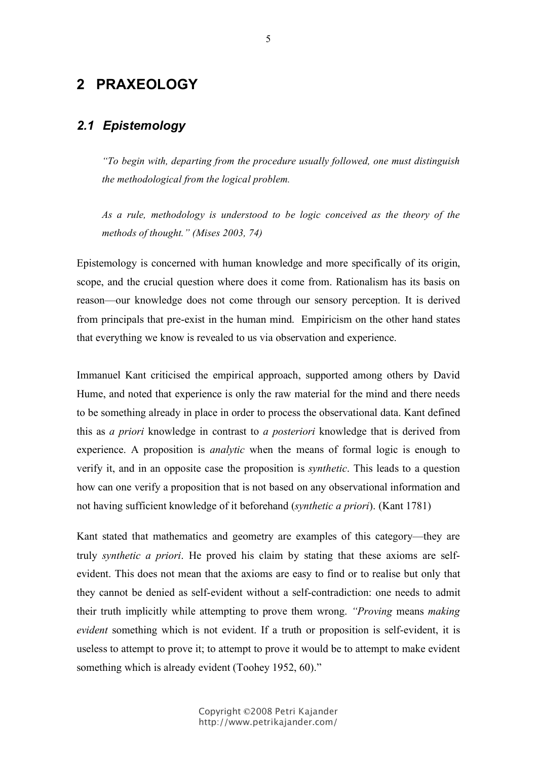# 2 PRAXEOLOGY

## 2.1 Epistemology

> *"To begin with, departing from the procedure usually followed, one must distinguish the methodological from the logical problem.*
>
> *As a rule, methodology is understood to be logic conceived as the theory of the methods of thought." (Mises 2003, 74)*

Epistemology is concerned with human knowledge and more specifically of its origin, scope, and the crucial question where does it come from. Rationalism has its basis on reason—our knowledge does not come through our sensory perception. It is derived from principals that pre-exist in the human mind. Empiricism on the other hand states that everything we know is revealed to us via observation and experience.

Immanuel Kant criticised the empirical approach, supported among others by David Hume, and noted that experience is only the raw material for the mind and there needs to be something already in place in order to process the observational data. Kant defined this as *a priori* knowledge in contrast to *a posteriori* knowledge that is derived from experience. A proposition is *analytic* when the means of formal logic is enough to verify it, and in an opposite case the proposition is *synthetic*. This leads to a question how can one verify a proposition that is not based on any observational information and not having sufficient knowledge of it beforehand (*synthetic a priori*). (Kant 1781)

Kant stated that mathematics and geometry are examples of this category—they are truly *synthetic a priori*. He proved his claim by stating that these axioms are self-evident. This does not mean that the axioms are easy to find or to realise but only that they cannot be denied as self-evident without a self-contradiction: one needs to admit their truth implicitly while attempting to prove them wrong. *"Proving* means *making evident* something which is not evident. If a truth or proposition is self-evident, it is useless to attempt to prove it; to attempt to prove it would be to attempt to make evident something which is already evident (Toohey 1952, 60)."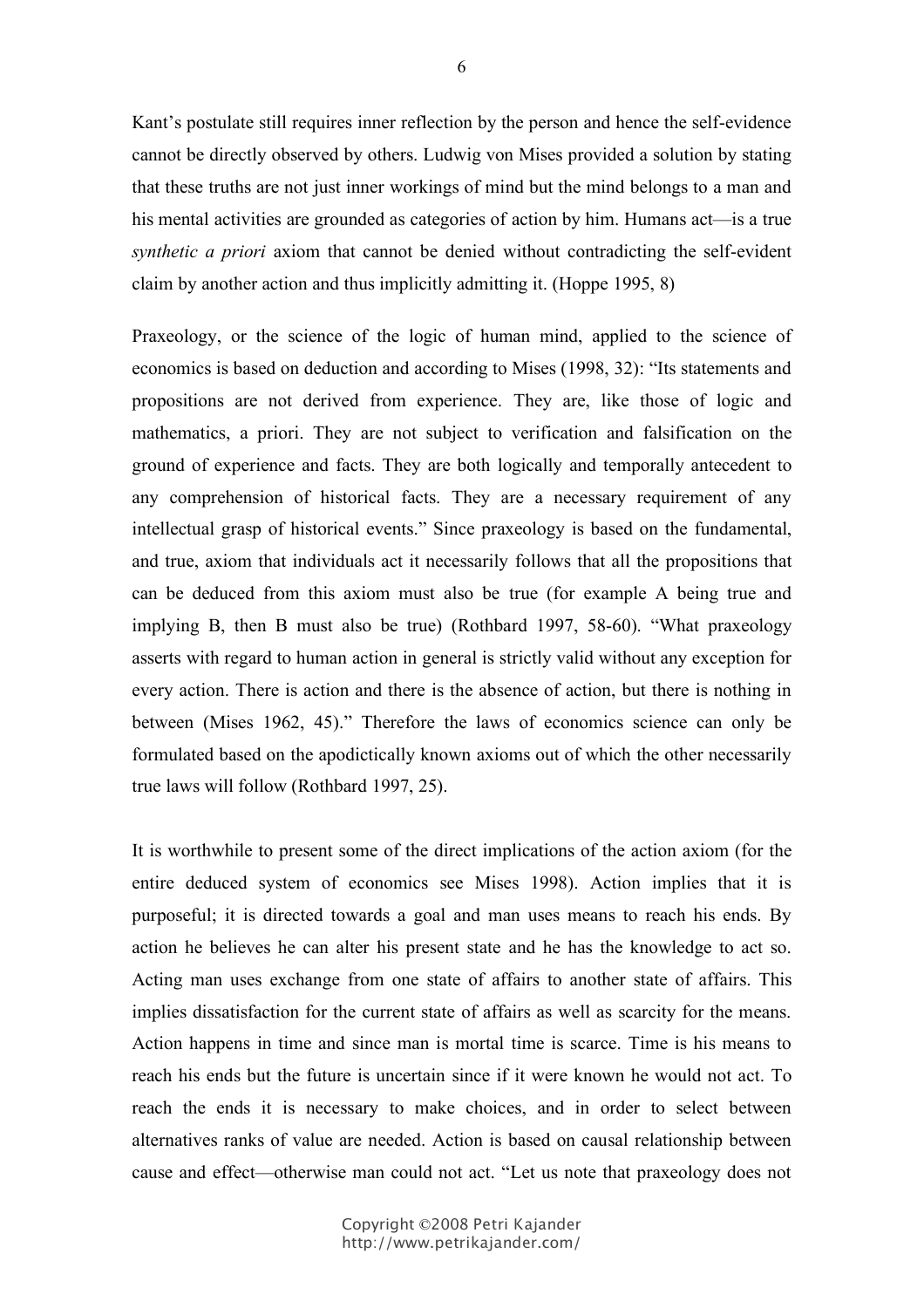Kant's postulate still requires inner reflection by the person and hence the self-evidence cannot be directly observed by others. Ludwig von Mises provided a solution by stating that these truths are not just inner workings of mind but the mind belongs to a man and his mental activities are grounded as categories of action by him. Humans act—is a true *synthetic a priori* axiom that cannot be denied without contradicting the self-evident claim by another action and thus implicitly admitting it. (Hoppe 1995, 8)

Praxeology, or the science of the logic of human mind, applied to the science of economics is based on deduction and according to Mises (1998, 32): "Its statements and propositions are not derived from experience. They are, like those of logic and mathematics, a priori. They are not subject to verification and falsification on the ground of experience and facts. They are both logically and temporally antecedent to any comprehension of historical facts. They are a necessary requirement of any intellectual grasp of historical events." Since praxeology is based on the fundamental, and true, axiom that individuals act it necessarily follows that all the propositions that can be deduced from this axiom must also be true (for example A being true and implying B, then B must also be true) (Rothbard 1997, 58-60). "What praxeology asserts with regard to human action in general is strictly valid without any exception for every action. There is action and there is the absence of action, but there is nothing in between (Mises 1962, 45)." Therefore the laws of economics science can only be formulated based on the apodictically known axioms out of which the other necessarily true laws will follow (Rothbard 1997, 25).

It is worthwhile to present some of the direct implications of the action axiom (for the entire deduced system of economics see Mises 1998). Action implies that it is purposeful; it is directed towards a goal and man uses means to reach his ends. By action he believes he can alter his present state and he has the knowledge to act so. Acting man uses exchange from one state of affairs to another state of affairs. This implies dissatisfaction for the current state of affairs as well as scarcity for the means. Action happens in time and since man is mortal time is scarce. Time is his means to reach his ends but the future is uncertain since if it were known he would not act. To reach the ends it is necessary to make choices, and in order to select between alternatives ranks of value are needed. Action is based on causal relationship between cause and effect—otherwise man could not act. "Let us note that praxeology does not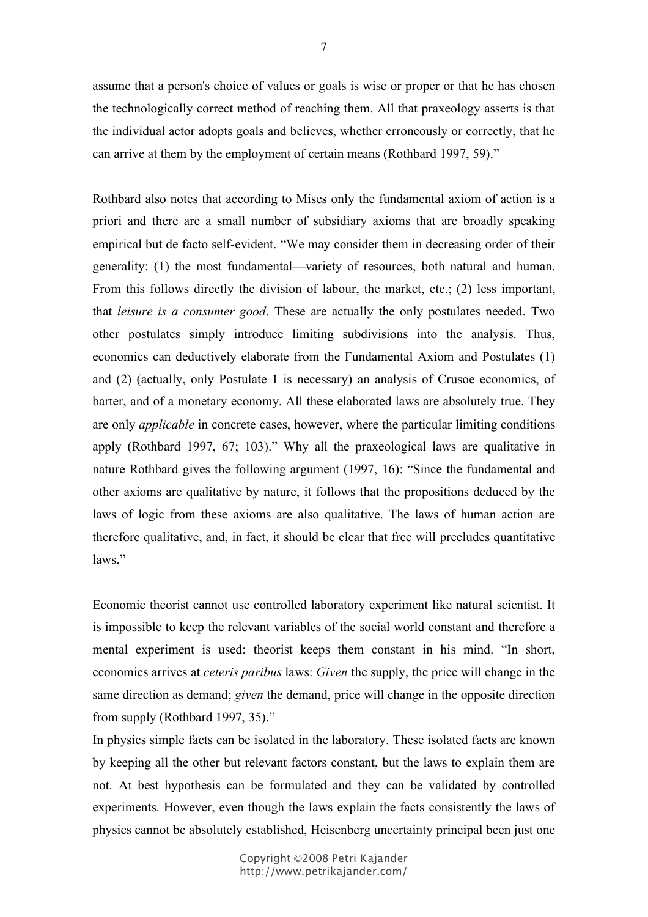assume that a person's choice of values or goals is wise or proper or that he has chosen the technologically correct method of reaching them. All that praxeology asserts is that the individual actor adopts goals and believes, whether erroneously or correctly, that he can arrive at them by the employment of certain means (Rothbard 1997, 59)."

Rothbard also notes that according to Mises only the fundamental axiom of action is a priori and there are a small number of subsidiary axioms that are broadly speaking empirical but de facto self-evident. "We may consider them in decreasing order of their generality: (1) the most fundamental—variety of resources, both natural and human. From this follows directly the division of labour, the market, etc.; (2) less important, that *leisure is a consumer good*. These are actually the only postulates needed. Two other postulates simply introduce limiting subdivisions into the analysis. Thus, economics can deductively elaborate from the Fundamental Axiom and Postulates (1) and (2) (actually, only Postulate 1 is necessary) an analysis of Crusoe economics, of barter, and of a monetary economy. All these elaborated laws are absolutely true. They are only *applicable* in concrete cases, however, where the particular limiting conditions apply (Rothbard 1997, 67; 103)." Why all the praxeological laws are qualitative in nature Rothbard gives the following argument (1997, 16): "Since the fundamental and other axioms are qualitative by nature, it follows that the propositions deduced by the laws of logic from these axioms are also qualitative. The laws of human action are therefore qualitative, and, in fact, it should be clear that free will precludes quantitative laws."

Economic theorist cannot use controlled laboratory experiment like natural scientist. It is impossible to keep the relevant variables of the social world constant and therefore a mental experiment is used: theorist keeps them constant in his mind. "In short, economics arrives at *ceteris paribus* laws: *Given* the supply, the price will change in the same direction as demand; *given* the demand, price will change in the opposite direction from supply (Rothbard 1997, 35)."

In physics simple facts can be isolated in the laboratory. These isolated facts are known by keeping all the other but relevant factors constant, but the laws to explain them are not. At best hypothesis can be formulated and they can be validated by controlled experiments. However, even though the laws explain the facts consistently the laws of physics cannot be absolutely established, Heisenberg uncertainty principal been just one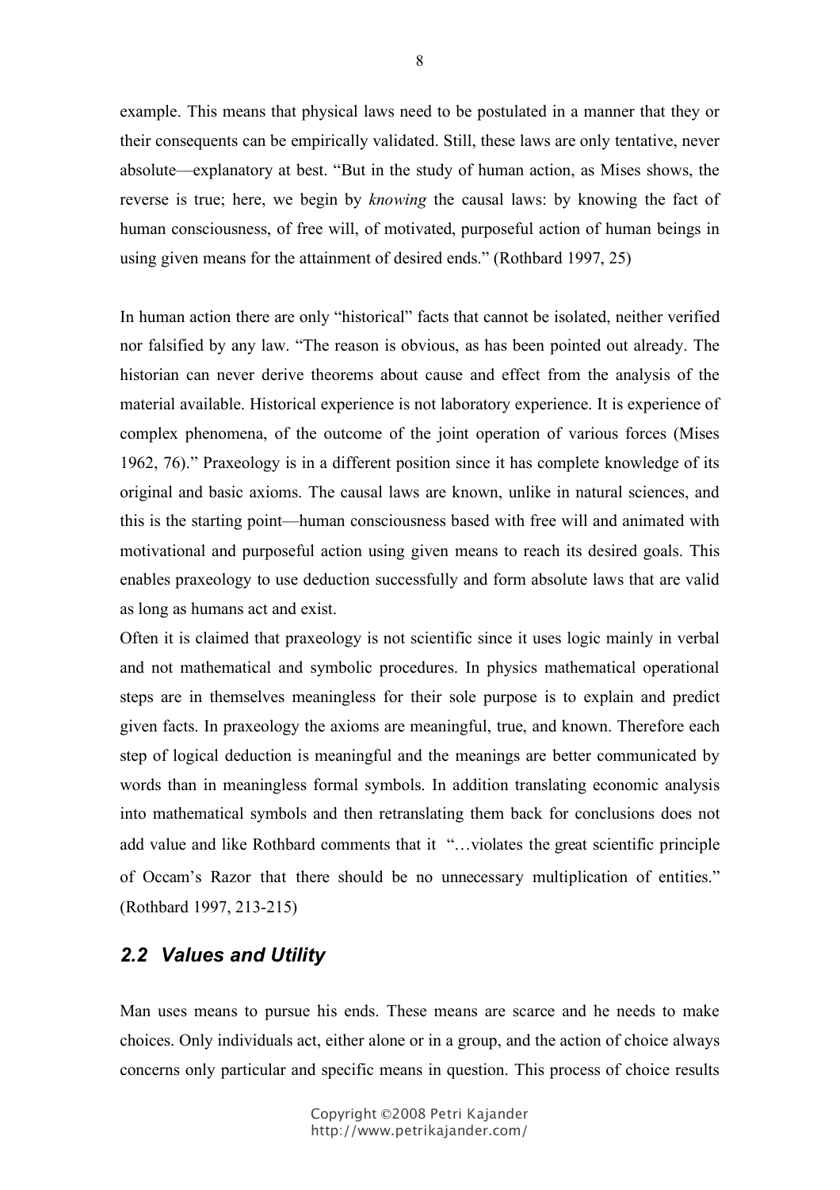example. This means that physical laws need to be postulated in a manner that they or their consequents can be empirically validated. Still, these laws are only tentative, never absolute—explanatory at best. "But in the study of human action, as Mises shows, the reverse is true; here, we begin by *knowing* the causal laws: by knowing the fact of human consciousness, of free will, of motivated, purposeful action of human beings in using given means for the attainment of desired ends." (Rothbard 1997, 25)

In human action there are only "historical" facts that cannot be isolated, neither verified nor falsified by any law. "The reason is obvious, as has been pointed out already. The historian can never derive theorems about cause and effect from the analysis of the material available. Historical experience is not laboratory experience. It is experience of complex phenomena, of the outcome of the joint operation of various forces (Mises 1962, 76)." Praxeology is in a different position since it has complete knowledge of its original and basic axioms. The causal laws are known, unlike in natural sciences, and this is the starting point—human consciousness based with free will and animated with motivational and purposeful action using given means to reach its desired goals. This enables praxeology to use deduction successfully and form absolute laws that are valid as long as humans act and exist.

Often it is claimed that praxeology is not scientific since it uses logic mainly in verbal and not mathematical and symbolic procedures. In physics mathematical operational steps are in themselves meaningless for their sole purpose is to explain and predict given facts. In praxeology the axioms are meaningful, true, and known. Therefore each step of logical deduction is meaningful and the meanings are better communicated by words than in meaningless formal symbols. In addition translating economic analysis into mathematical symbols and then retranslating them back for conclusions does not add value and like Rothbard comments that it "…violates the great scientific principle of Occam's Razor that there should be no unnecessary multiplication of entities." (Rothbard 1997, 213-215)

## 2.2 Values and Utility

Man uses means to pursue his ends. These means are scarce and he needs to make choices. Only individuals act, either alone or in a group, and the action of choice always concerns only particular and specific means in question. This process of choice results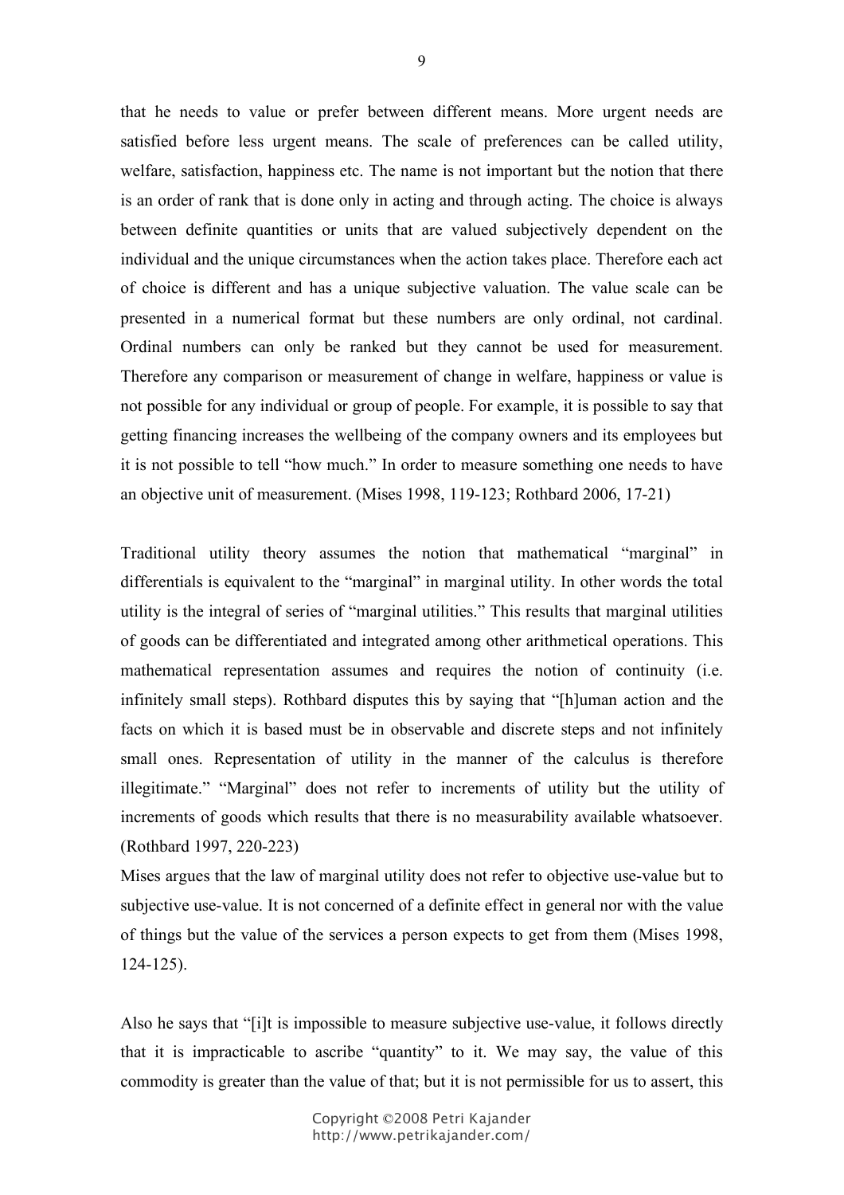that he needs to value or prefer between different means. More urgent needs are satisfied before less urgent means. The scale of preferences can be called utility, welfare, satisfaction, happiness etc. The name is not important but the notion that there is an order of rank that is done only in acting and through acting. The choice is always between definite quantities or units that are valued subjectively dependent on the individual and the unique circumstances when the action takes place. Therefore each act of choice is different and has a unique subjective valuation. The value scale can be presented in a numerical format but these numbers are only ordinal, not cardinal. Ordinal numbers can only be ranked but they cannot be used for measurement. Therefore any comparison or measurement of change in welfare, happiness or value is not possible for any individual or group of people. For example, it is possible to say that getting financing increases the wellbeing of the company owners and its employees but it is not possible to tell "how much." In order to measure something one needs to have an objective unit of measurement. (Mises 1998, 119-123; Rothbard 2006, 17-21)

Traditional utility theory assumes the notion that mathematical "marginal" in differentials is equivalent to the "marginal" in marginal utility. In other words the total utility is the integral of series of "marginal utilities." This results that marginal utilities of goods can be differentiated and integrated among other arithmetical operations. This mathematical representation assumes and requires the notion of continuity (i.e. infinitely small steps). Rothbard disputes this by saying that "[h]uman action and the facts on which it is based must be in observable and discrete steps and not infinitely small ones. Representation of utility in the manner of the calculus is therefore illegitimate." "Marginal" does not refer to increments of utility but the utility of increments of goods which results that there is no measurability available whatsoever. (Rothbard 1997, 220-223)

Mises argues that the law of marginal utility does not refer to objective use-value but to subjective use-value. It is not concerned of a definite effect in general nor with the value of things but the value of the services a person expects to get from them (Mises 1998, 124-125).

Also he says that "[i]t is impossible to measure subjective use-value, it follows directly that it is impracticable to ascribe "quantity" to it. We may say, the value of this commodity is greater than the value of that; but it is not permissible for us to assert, this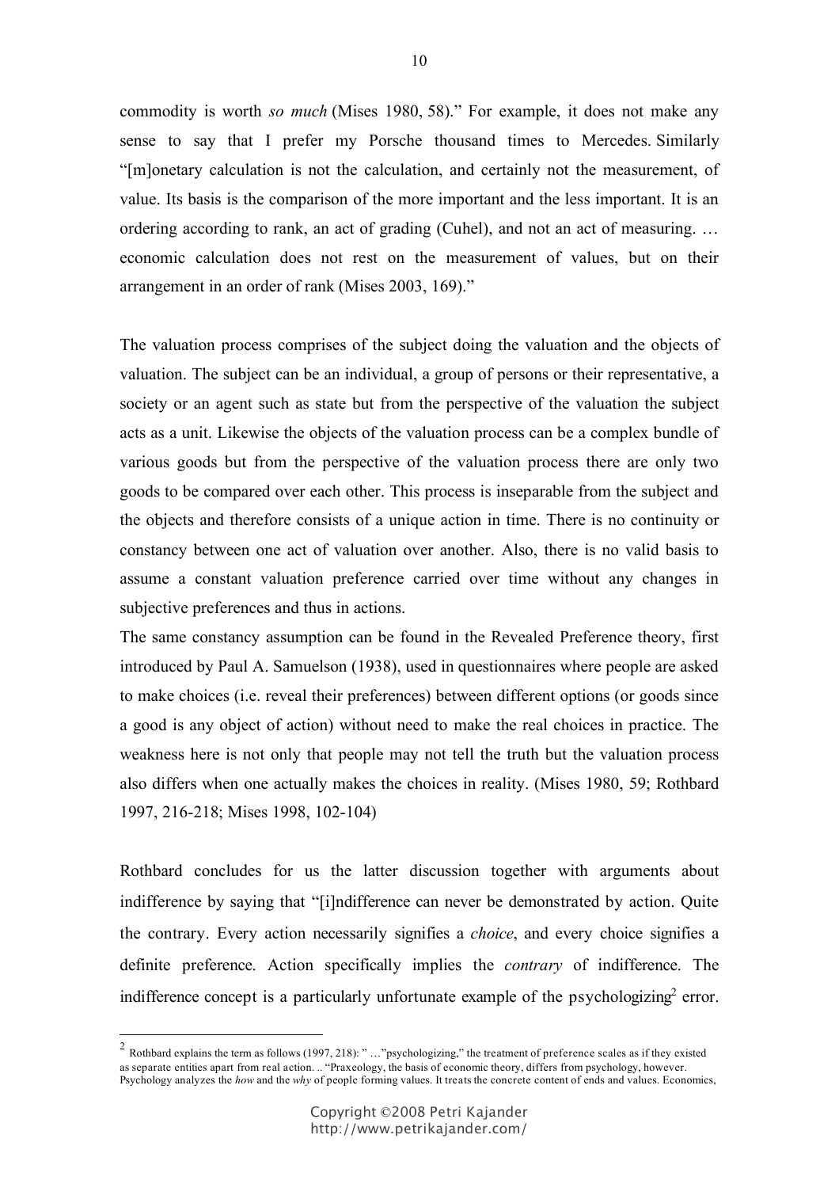commodity is worth *so much* (Mises 1980, 58)." For example, it does not make any sense to say that I prefer my Porsche thousand times to Mercedes. Similarly "[m]onetary calculation is not the calculation, and certainly not the measurement, of value. Its basis is the comparison of the more important and the less important. It is an ordering according to rank, an act of grading (Cuhel), and not an act of measuring. … economic calculation does not rest on the measurement of values, but on their arrangement in an order of rank (Mises 2003, 169)."

The valuation process comprises of the subject doing the valuation and the objects of valuation. The subject can be an individual, a group of persons or their representative, a society or an agent such as state but from the perspective of the valuation the subject acts as a unit. Likewise the objects of the valuation process can be a complex bundle of various goods but from the perspective of the valuation process there are only two goods to be compared over each other. This process is inseparable from the subject and the objects and therefore consists of a unique action in time. There is no continuity or constancy between one act of valuation over another. Also, there is no valid basis to assume a constant valuation preference carried over time without any changes in subjective preferences and thus in actions.

The same constancy assumption can be found in the Revealed Preference theory, first introduced by Paul A. Samuelson (1938), used in questionnaires where people are asked to make choices (i.e. reveal their preferences) between different options (or goods since a good is any object of action) without need to make the real choices in practice. The weakness here is not only that people may not tell the truth but the valuation process also differs when one actually makes the choices in reality. (Mises 1980, 59; Rothbard 1997, 216-218; Mises 1998, 102-104)

Rothbard concludes for us the latter discussion together with arguments about indifference by saying that "[i]ndifference can never be demonstrated by action. Quite the contrary. Every action necessarily signifies a *choice*, and every choice signifies a definite preference. Action specifically implies the *contrary* of indifference. The indifference concept is a particularly unfortunate example of the psychologizing[2] error.

---

[2] Rothbard explains the term as follows (1997, 218): " …"psychologizing," the treatment of preference scales as if they existed as separate entities apart from real action. .. "Praxeology, the basis of economic theory, differs from psychology, however. Psychology analyzes the *how* and the *why* of people forming values. It treats the concrete content of ends and values. Economics,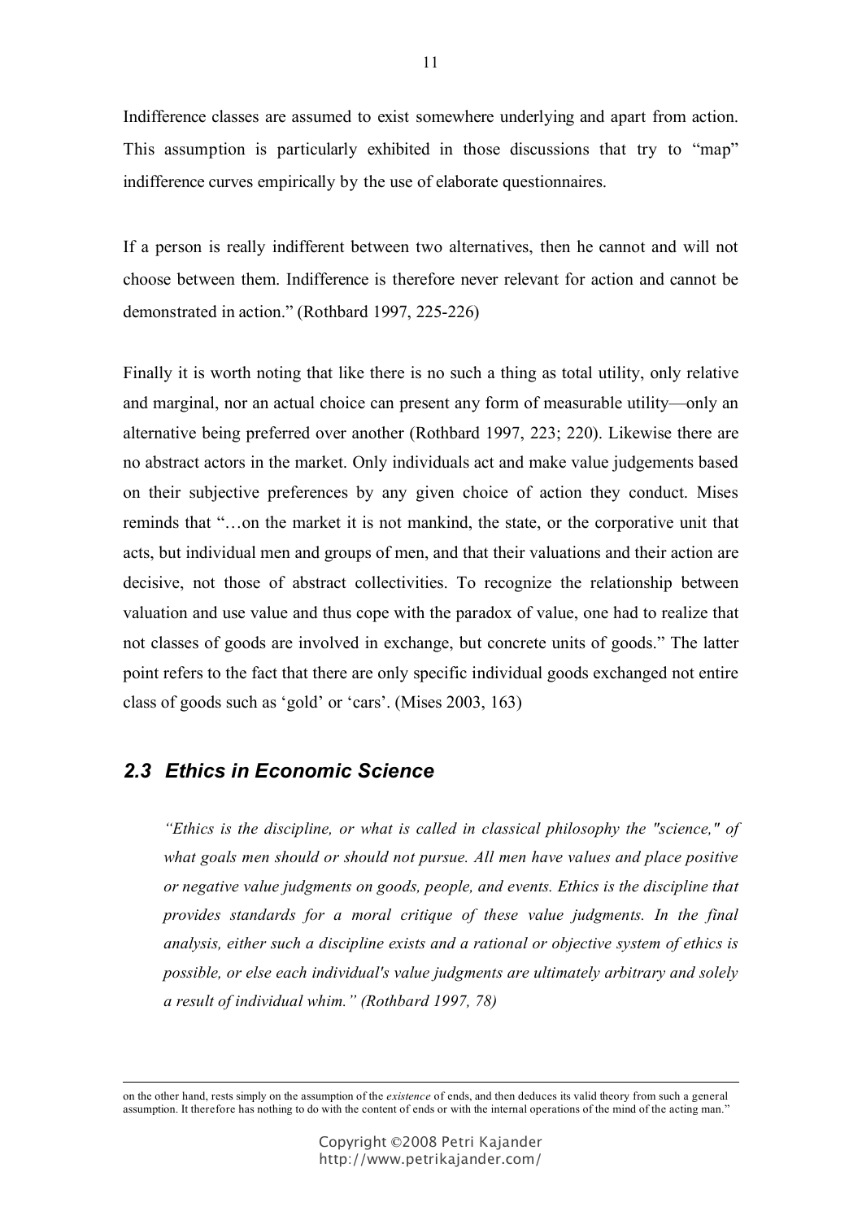Indifference classes are assumed to exist somewhere underlying and apart from action. This assumption is particularly exhibited in those discussions that try to "map" indifference curves empirically by the use of elaborate questionnaires.

If a person is really indifferent between two alternatives, then he cannot and will not choose between them. Indifference is therefore never relevant for action and cannot be demonstrated in action." (Rothbard 1997, 225-226)

Finally it is worth noting that like there is no such a thing as total utility, only relative and marginal, nor an actual choice can present any form of measurable utility—only an alternative being preferred over another (Rothbard 1997, 223; 220). Likewise there are no abstract actors in the market. Only individuals act and make value judgements based on their subjective preferences by any given choice of action they conduct. Mises reminds that "…on the market it is not mankind, the state, or the corporative unit that acts, but individual men and groups of men, and that their valuations and their action are decisive, not those of abstract collectivities. To recognize the relationship between valuation and use value and thus cope with the paradox of value, one had to realize that not classes of goods are involved in exchange, but concrete units of goods." The latter point refers to the fact that there are only specific individual goods exchanged not entire class of goods such as 'gold' or 'cars'. (Mises 2003, 163)

## 2.3 Ethics in Economic Science

> *"Ethics is the discipline, or what is called in classical philosophy the "science," of what goals men should or should not pursue. All men have values and place positive or negative value judgments on goods, people, and events. Ethics is the discipline that provides standards for a moral critique of these value judgments. In the final analysis, either such a discipline exists and a rational or objective system of ethics is possible, or else each individual's value judgments are ultimately arbitrary and solely a result of individual whim." (Rothbard 1997, 78)*

---

on the other hand, rests simply on the assumption of the *existence* of ends, and then deduces its valid theory from such a general assumption. It therefore has nothing to do with the content of ends or with the internal operations of the mind of the acting man."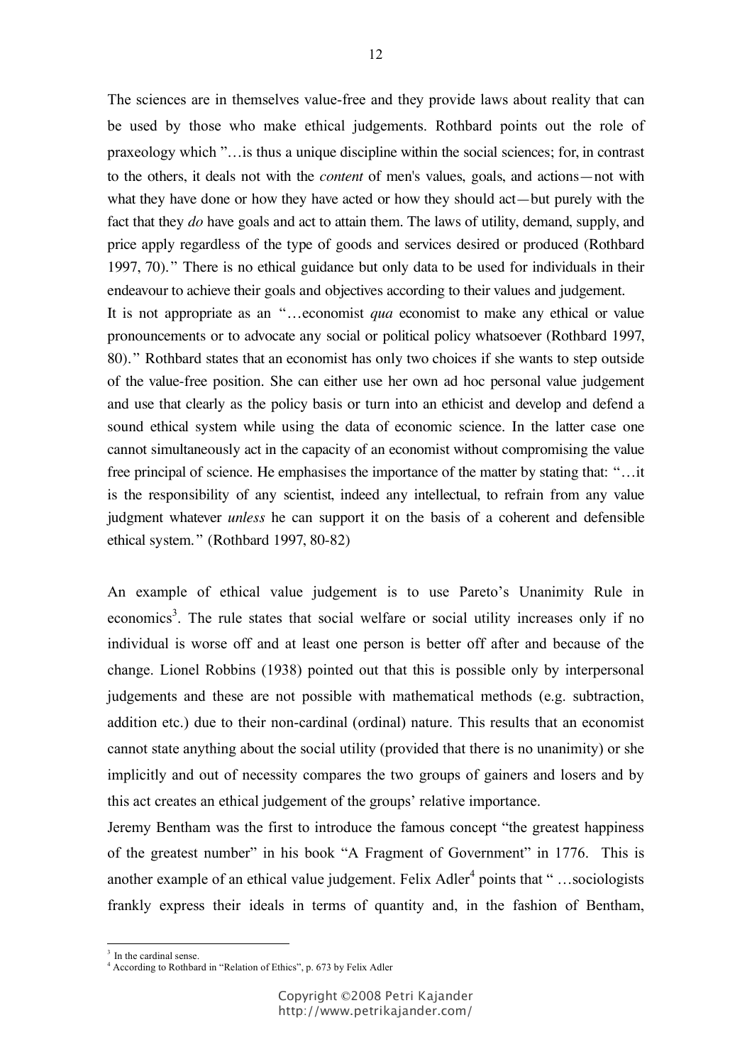The sciences are in themselves value-free and they provide laws about reality that can be used by those who make ethical judgements. Rothbard points out the role of praxeology which "…is thus a unique discipline within the social sciences; for, in contrast to the others, it deals not with the *content* of men's values, goals, and actions—not with what they have done or how they have acted or how they should act—but purely with the fact that they *do* have goals and act to attain them. The laws of utility, demand, supply, and price apply regardless of the type of goods and services desired or produced (Rothbard 1997, 70)." There is no ethical guidance but only data to be used for individuals in their endeavour to achieve their goals and objectives according to their values and judgement.

It is not appropriate as an "…economist *qua* economist to make any ethical or value pronouncements or to advocate any social or political policy whatsoever (Rothbard 1997, 80)." Rothbard states that an economist has only two choices if she wants to step outside of the value-free position. She can either use her own ad hoc personal value judgement and use that clearly as the policy basis or turn into an ethicist and develop and defend a sound ethical system while using the data of economic science. In the latter case one cannot simultaneously act in the capacity of an economist without compromising the value free principal of science. He emphasises the importance of the matter by stating that: "…it is the responsibility of any scientist, indeed any intellectual, to refrain from any value judgment whatever *unless* he can support it on the basis of a coherent and defensible ethical system." (Rothbard 1997, 80-82)

An example of ethical value judgement is to use Pareto's Unanimity Rule in economics[3]. The rule states that social welfare or social utility increases only if no individual is worse off and at least one person is better off after and because of the change. Lionel Robbins (1938) pointed out that this is possible only by interpersonal judgements and these are not possible with mathematical methods (e.g. subtraction, addition etc.) due to their non-cardinal (ordinal) nature. This results that an economist cannot state anything about the social utility (provided that there is no unanimity) or she implicitly and out of necessity compares the two groups of gainers and losers and by this act creates an ethical judgement of the groups' relative importance.

Jeremy Bentham was the first to introduce the famous concept "the greatest happiness of the greatest number" in his book "A Fragment of Government" in 1776. This is another example of an ethical value judgement. Felix Adler[4] points that " …sociologists frankly express their ideals in terms of quantity and, in the fashion of Bentham,

---

[3] In the cardinal sense.

[4] According to Rothbard in "Relation of Ethics", p. 673 by Felix Adler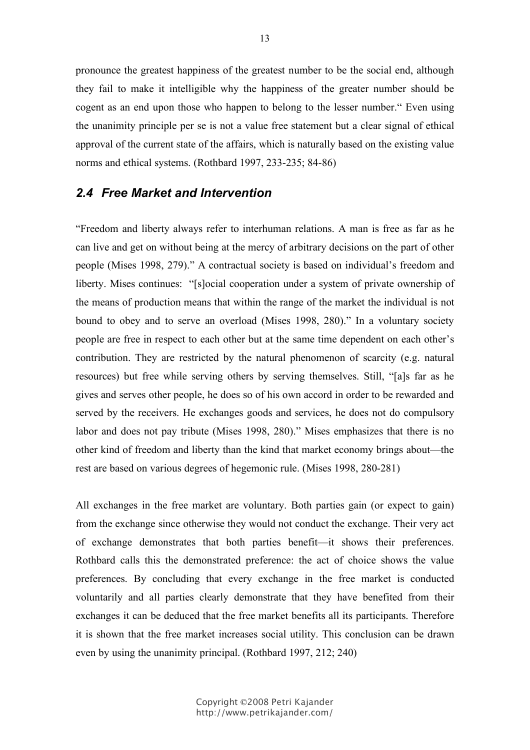pronounce the greatest happiness of the greatest number to be the social end, although they fail to make it intelligible why the happiness of the greater number should be cogent as an end upon those who happen to belong to the lesser number." Even using the unanimity principle per se is not a value free statement but a clear signal of ethical approval of the current state of the affairs, which is naturally based on the existing value norms and ethical systems. (Rothbard 1997, 233-235; 84-86)

## 2.4 Free Market and Intervention

"Freedom and liberty always refer to interhuman relations. A man is free as far as he can live and get on without being at the mercy of arbitrary decisions on the part of other people (Mises 1998, 279)." A contractual society is based on individual's freedom and liberty. Mises continues: "[s]ocial cooperation under a system of private ownership of the means of production means that within the range of the market the individual is not bound to obey and to serve an overload (Mises 1998, 280)." In a voluntary society people are free in respect to each other but at the same time dependent on each other's contribution. They are restricted by the natural phenomenon of scarcity (e.g. natural resources) but free while serving others by serving themselves. Still, "[a]s far as he gives and serves other people, he does so of his own accord in order to be rewarded and served by the receivers. He exchanges goods and services, he does not do compulsory labor and does not pay tribute (Mises 1998, 280)." Mises emphasizes that there is no other kind of freedom and liberty than the kind that market economy brings about—the rest are based on various degrees of hegemonic rule. (Mises 1998, 280-281)

All exchanges in the free market are voluntary. Both parties gain (or expect to gain) from the exchange since otherwise they would not conduct the exchange. Their very act of exchange demonstrates that both parties benefit—it shows their preferences. Rothbard calls this the demonstrated preference: the act of choice shows the value preferences. By concluding that every exchange in the free market is conducted voluntarily and all parties clearly demonstrate that they have benefited from their exchanges it can be deduced that the free market benefits all its participants. Therefore it is shown that the free market increases social utility. This conclusion can be drawn even by using the unanimity principal. (Rothbard 1997, 212; 240)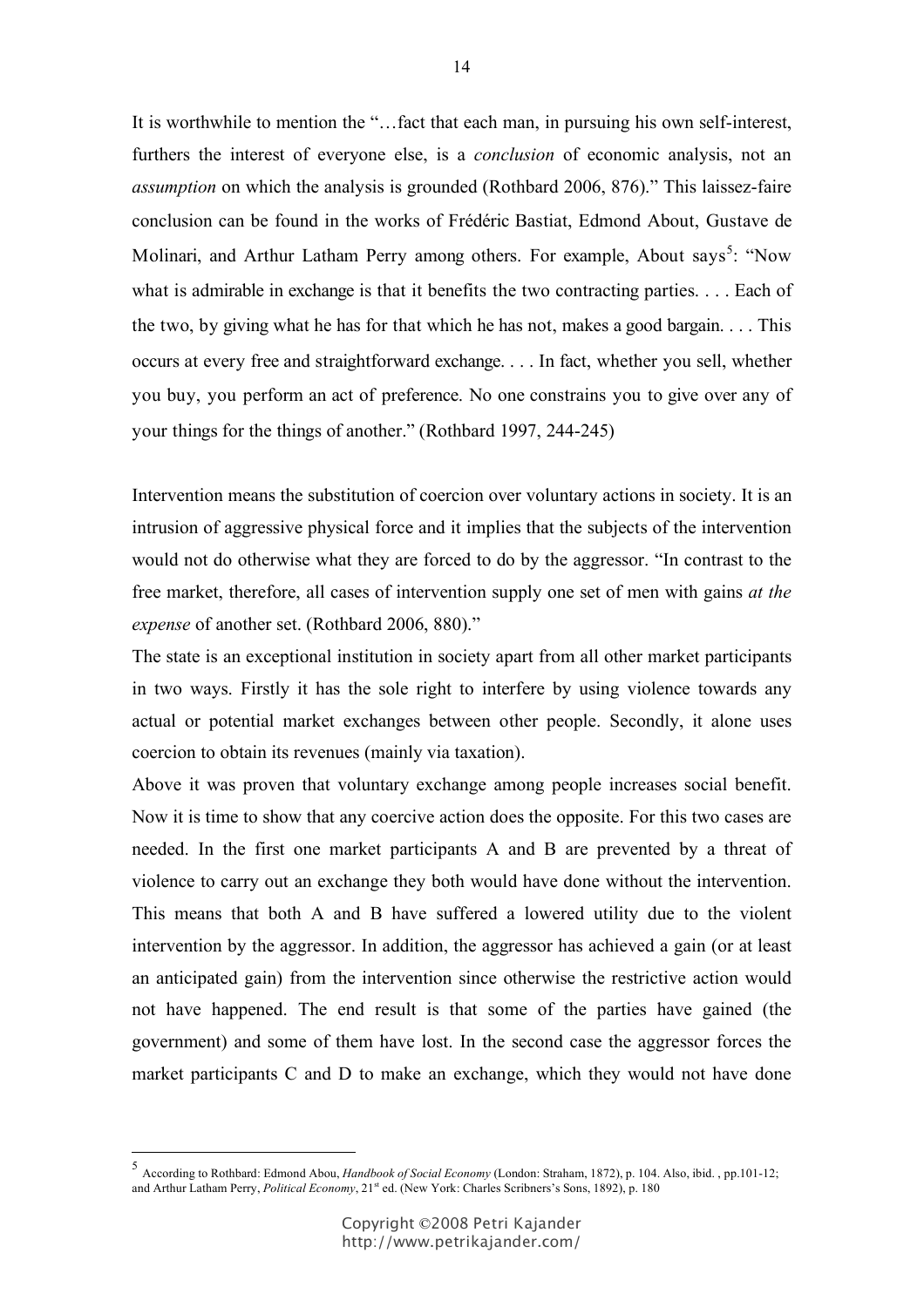It is worthwhile to mention the "…fact that each man, in pursuing his own self-interest, furthers the interest of everyone else, is a *conclusion* of economic analysis, not an *assumption* on which the analysis is grounded (Rothbard 2006, 876)." This laissez-faire conclusion can be found in the works of Frédéric Bastiat, Edmond About, Gustave de Molinari, and Arthur Latham Perry among others. For example, About says[5]: "Now what is admirable in exchange is that it benefits the two contracting parties. . . . Each of the two, by giving what he has for that which he has not, makes a good bargain. . . . This occurs at every free and straightforward exchange. . . . In fact, whether you sell, whether you buy, you perform an act of preference. No one constrains you to give over any of your things for the things of another." (Rothbard 1997, 244-245)

Intervention means the substitution of coercion over voluntary actions in society. It is an intrusion of aggressive physical force and it implies that the subjects of the intervention would not do otherwise what they are forced to do by the aggressor. "In contrast to the free market, therefore, all cases of intervention supply one set of men with gains *at the expense* of another set. (Rothbard 2006, 880)."

The state is an exceptional institution in society apart from all other market participants in two ways. Firstly it has the sole right to interfere by using violence towards any actual or potential market exchanges between other people. Secondly, it alone uses coercion to obtain its revenues (mainly via taxation).

Above it was proven that voluntary exchange among people increases social benefit. Now it is time to show that any coercive action does the opposite. For this two cases are needed. In the first one market participants A and B are prevented by a threat of violence to carry out an exchange they both would have done without the intervention. This means that both A and B have suffered a lowered utility due to the violent intervention by the aggressor. In addition, the aggressor has achieved a gain (or at least an anticipated gain) from the intervention since otherwise the restrictive action would not have happened. The end result is that some of the parties have gained (the government) and some of them have lost. In the second case the aggressor forces the market participants C and D to make an exchange, which they would not have done

---

[5] According to Rothbard: Edmond Abou, *Handbook of Social Economy* (London: Straham, 1872), p. 104. Also, ibid. , pp.101-12; and Arthur Latham Perry, *Political Economy*, 21st ed. (New York: Charles Scribners's Sons, 1892), p. 180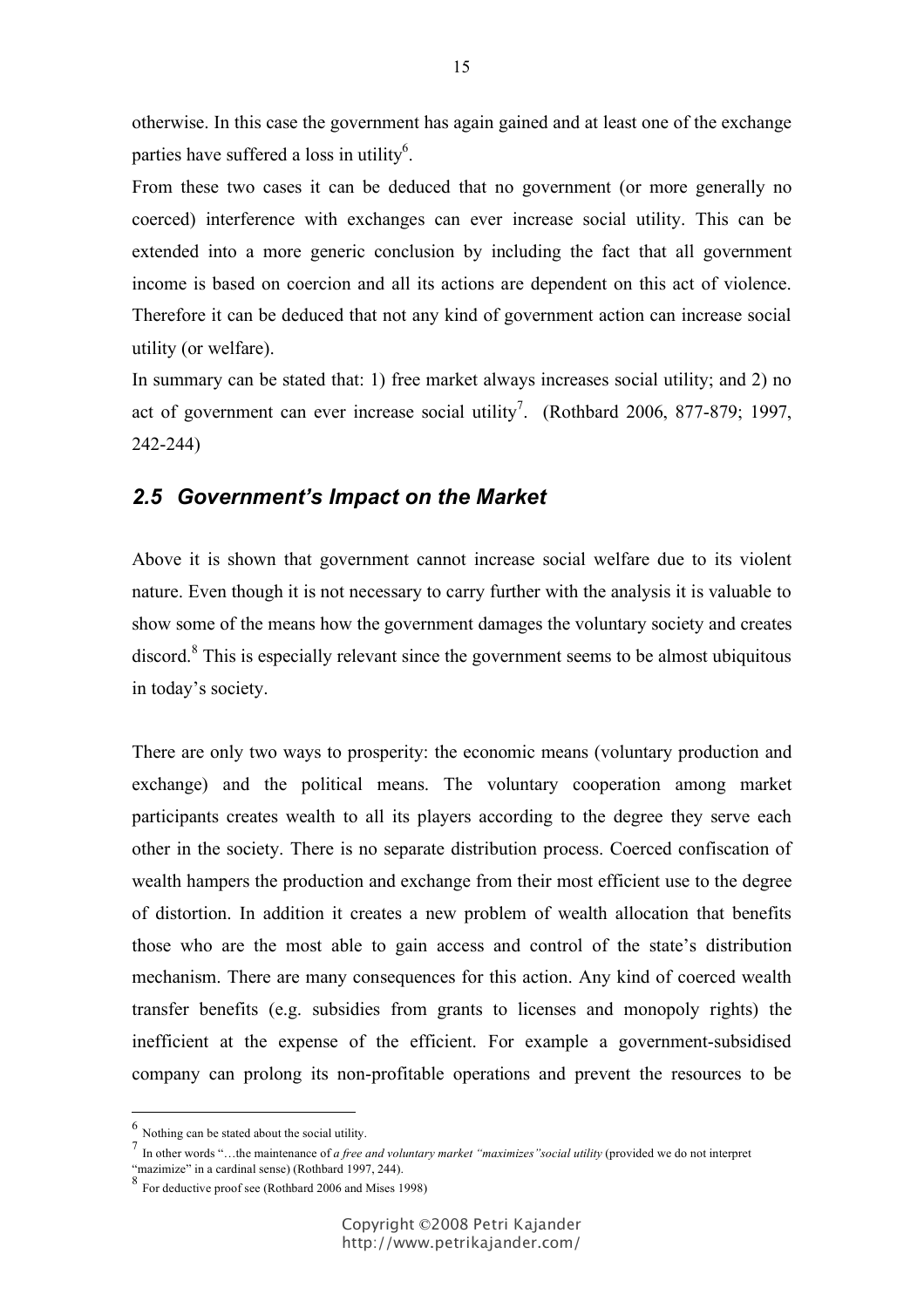otherwise. In this case the government has again gained and at least one of the exchange parties have suffered a loss in utility[6].

From these two cases it can be deduced that no government (or more generally no coerced) interference with exchanges can ever increase social utility. This can be extended into a more generic conclusion by including the fact that all government income is based on coercion and all its actions are dependent on this act of violence. Therefore it can be deduced that not any kind of government action can increase social utility (or welfare).

In summary can be stated that: 1) free market always increases social utility; and 2) no act of government can ever increase social utility[7]. (Rothbard 2006, 877-879; 1997, 242-244)

## *2.5 Government's Impact on the Market*

Above it is shown that government cannot increase social welfare due to its violent nature. Even though it is not necessary to carry further with the analysis it is valuable to show some of the means how the government damages the voluntary society and creates discord.[8] This is especially relevant since the government seems to be almost ubiquitous in today's society.

There are only two ways to prosperity: the economic means (voluntary production and exchange) and the political means. The voluntary cooperation among market participants creates wealth to all its players according to the degree they serve each other in the society. There is no separate distribution process. Coerced confiscation of wealth hampers the production and exchange from their most efficient use to the degree of distortion. In addition it creates a new problem of wealth allocation that benefits those who are the most able to gain access and control of the state's distribution mechanism. There are many consequences for this action. Any kind of coerced wealth transfer benefits (e.g. subsidies from grants to licenses and monopoly rights) the inefficient at the expense of the efficient. For example a government-subsidised company can prolong its non-profitable operations and prevent the resources to be

---

[6] Nothing can be stated about the social utility.

[7] In other words "…the maintenance of *a free and voluntary market "maximizes"social utility* (provided we do not interpret "mazimize" in a cardinal sense) (Rothbard 1997, 244).

[8] For deductive proof see (Rothbard 2006 and Mises 1998)

Copyright ©2008 Petri Kajander
http://www.petrikajander.com/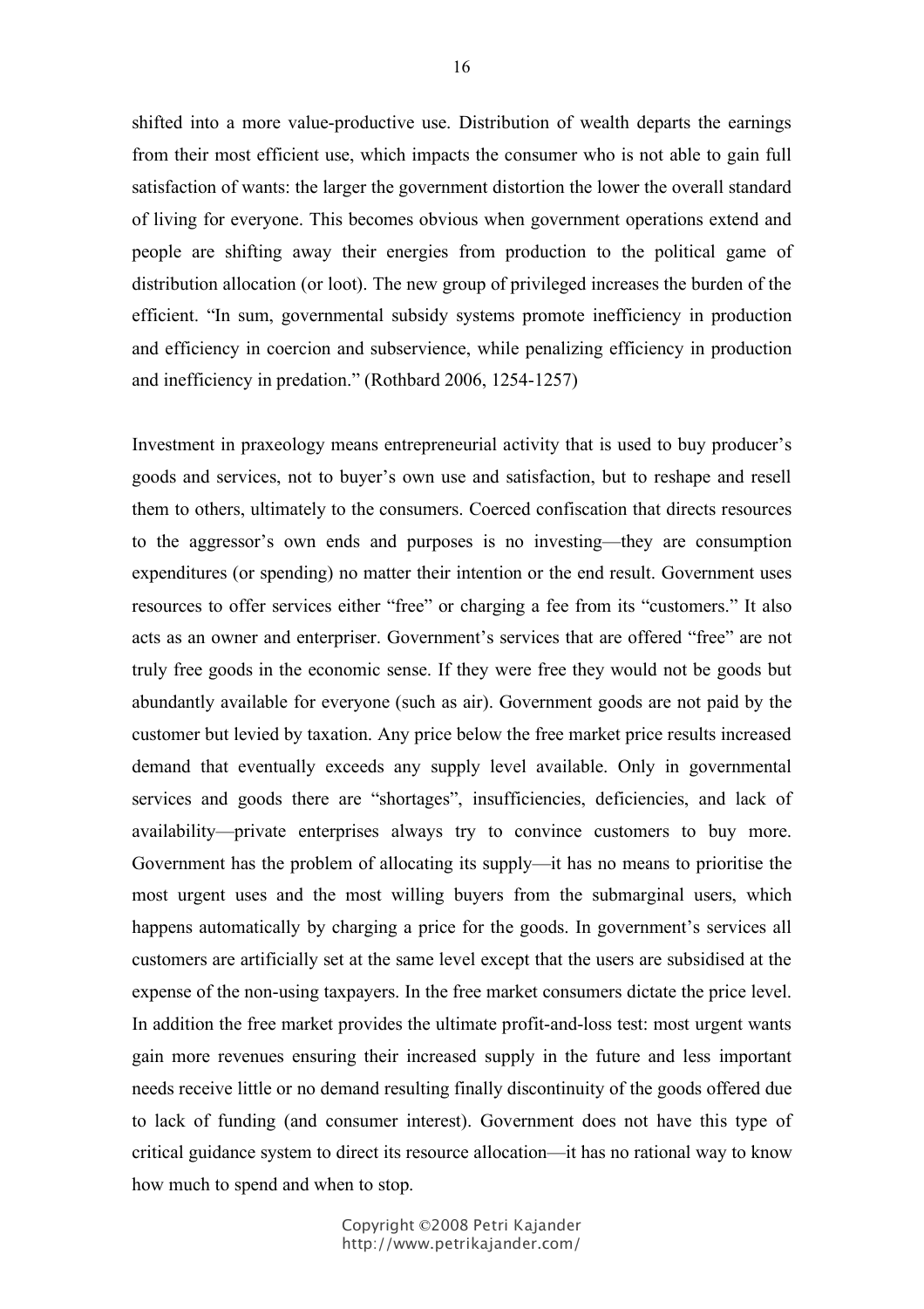shifted into a more value-productive use. Distribution of wealth departs the earnings from their most efficient use, which impacts the consumer who is not able to gain full satisfaction of wants: the larger the government distortion the lower the overall standard of living for everyone. This becomes obvious when government operations extend and people are shifting away their energies from production to the political game of distribution allocation (or loot). The new group of privileged increases the burden of the efficient. "In sum, governmental subsidy systems promote inefficiency in production and efficiency in coercion and subservience, while penalizing efficiency in production and inefficiency in predation." (Rothbard 2006, 1254-1257)

Investment in praxeology means entrepreneurial activity that is used to buy producer's goods and services, not to buyer's own use and satisfaction, but to reshape and resell them to others, ultimately to the consumers. Coerced confiscation that directs resources to the aggressor's own ends and purposes is no investing—they are consumption expenditures (or spending) no matter their intention or the end result. Government uses resources to offer services either "free" or charging a fee from its "customers." It also acts as an owner and enterpriser. Government's services that are offered "free" are not truly free goods in the economic sense. If they were free they would not be goods but abundantly available for everyone (such as air). Government goods are not paid by the customer but levied by taxation. Any price below the free market price results increased demand that eventually exceeds any supply level available. Only in governmental services and goods there are "shortages", insufficiencies, deficiencies, and lack of availability—private enterprises always try to convince customers to buy more. Government has the problem of allocating its supply—it has no means to prioritise the most urgent uses and the most willing buyers from the submarginal users, which happens automatically by charging a price for the goods. In government's services all customers are artificially set at the same level except that the users are subsidised at the expense of the non-using taxpayers. In the free market consumers dictate the price level. In addition the free market provides the ultimate profit-and-loss test: most urgent wants gain more revenues ensuring their increased supply in the future and less important needs receive little or no demand resulting finally discontinuity of the goods offered due to lack of funding (and consumer interest). Government does not have this type of critical guidance system to direct its resource allocation—it has no rational way to know how much to spend and when to stop.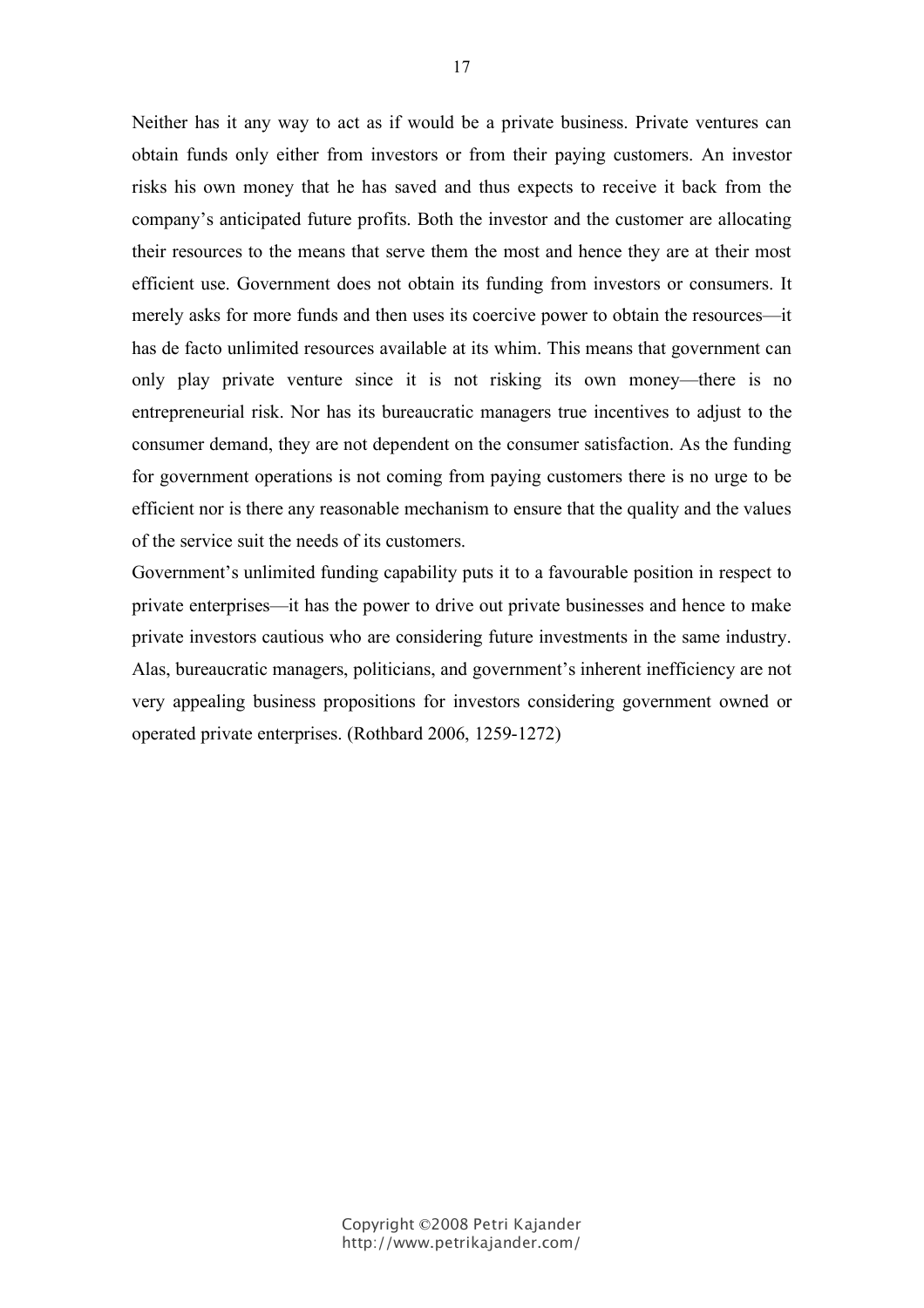Neither has it any way to act as if would be a private business. Private ventures can obtain funds only either from investors or from their paying customers. An investor risks his own money that he has saved and thus expects to receive it back from the company's anticipated future profits. Both the investor and the customer are allocating their resources to the means that serve them the most and hence they are at their most efficient use. Government does not obtain its funding from investors or consumers. It merely asks for more funds and then uses its coercive power to obtain the resources—it has de facto unlimited resources available at its whim. This means that government can only play private venture since it is not risking its own money—there is no entrepreneurial risk. Nor has its bureaucratic managers true incentives to adjust to the consumer demand, they are not dependent on the consumer satisfaction. As the funding for government operations is not coming from paying customers there is no urge to be efficient nor is there any reasonable mechanism to ensure that the quality and the values of the service suit the needs of its customers.

Government's unlimited funding capability puts it to a favourable position in respect to private enterprises—it has the power to drive out private businesses and hence to make private investors cautious who are considering future investments in the same industry. Alas, bureaucratic managers, politicians, and government's inherent inefficiency are not very appealing business propositions for investors considering government owned or operated private enterprises. (Rothbard 2006, 1259-1272)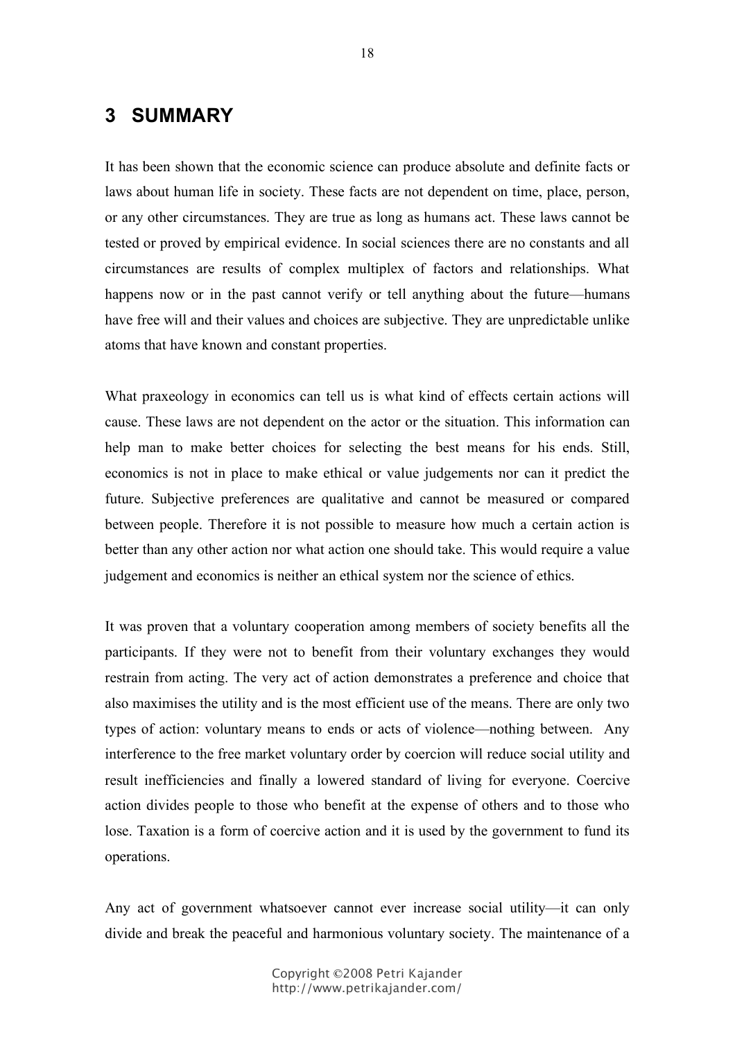## 3 SUMMARY

It has been shown that the economic science can produce absolute and definite facts or laws about human life in society. These facts are not dependent on time, place, person, or any other circumstances. They are true as long as humans act. These laws cannot be tested or proved by empirical evidence. In social sciences there are no constants and all circumstances are results of complex multiplex of factors and relationships. What happens now or in the past cannot verify or tell anything about the future—humans have free will and their values and choices are subjective. They are unpredictable unlike atoms that have known and constant properties.

What praxeology in economics can tell us is what kind of effects certain actions will cause. These laws are not dependent on the actor or the situation. This information can help man to make better choices for selecting the best means for his ends. Still, economics is not in place to make ethical or value judgements nor can it predict the future. Subjective preferences are qualitative and cannot be measured or compared between people. Therefore it is not possible to measure how much a certain action is better than any other action nor what action one should take. This would require a value judgement and economics is neither an ethical system nor the science of ethics.

It was proven that a voluntary cooperation among members of society benefits all the participants. If they were not to benefit from their voluntary exchanges they would restrain from acting. The very act of action demonstrates a preference and choice that also maximises the utility and is the most efficient use of the means. There are only two types of action: voluntary means to ends or acts of violence—nothing between. Any interference to the free market voluntary order by coercion will reduce social utility and result inefficiencies and finally a lowered standard of living for everyone. Coercive action divides people to those who benefit at the expense of others and to those who lose. Taxation is a form of coercive action and it is used by the government to fund its operations.

Any act of government whatsoever cannot ever increase social utility—it can only divide and break the peaceful and harmonious voluntary society. The maintenance of a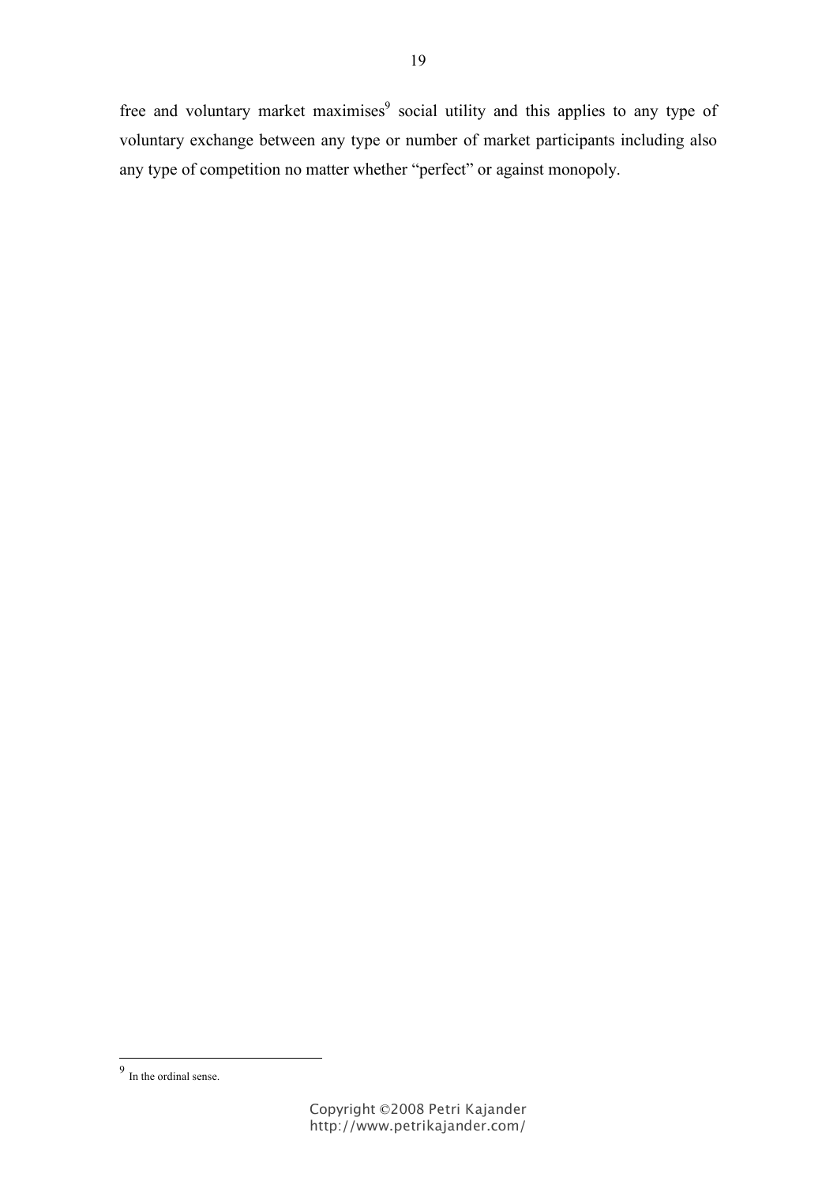free and voluntary market maximises[9] social utility and this applies to any type of voluntary exchange between any type or number of market participants including also any type of competition no matter whether "perfect" or against monopoly.

[9] In the ordinal sense.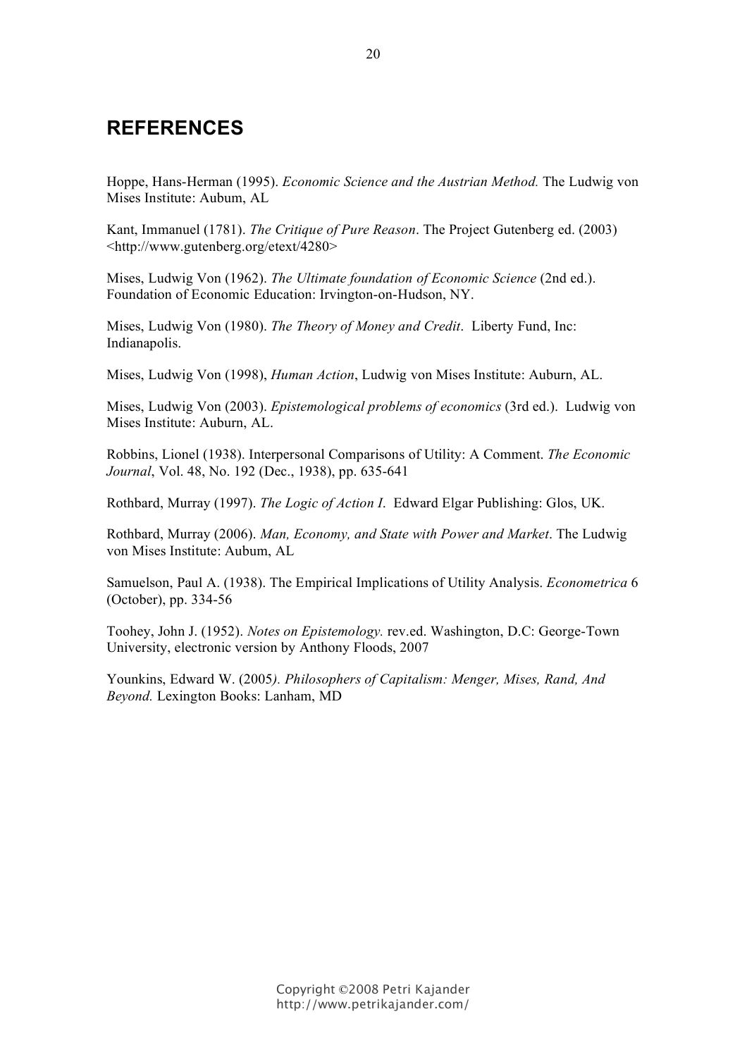## REFERENCES

Hoppe, Hans-Herman (1995). *Economic Science and the Austrian Method.* The Ludwig von Mises Institute: Aubum, AL

Kant, Immanuel (1781). *The Critique of Pure Reason*. The Project Gutenberg ed. (2003) <http://www.gutenberg.org/etext/4280>

Mises, Ludwig Von (1962). *The Ultimate foundation of Economic Science* (2nd ed.). Foundation of Economic Education: Irvington-on-Hudson, NY.

Mises, Ludwig Von (1980). *The Theory of Money and Credit*. Liberty Fund, Inc: Indianapolis.

Mises, Ludwig Von (1998), *Human Action*, Ludwig von Mises Institute: Auburn, AL.

Mises, Ludwig Von (2003). *Epistemological problems of economics* (3rd ed.). Ludwig von Mises Institute: Auburn, AL.

Robbins, Lionel (1938). Interpersonal Comparisons of Utility: A Comment. *The Economic Journal*, Vol. 48, No. 192 (Dec., 1938), pp. 635-641

Rothbard, Murray (1997). *The Logic of Action I*. Edward Elgar Publishing: Glos, UK.

Rothbard, Murray (2006). *Man, Economy, and State with Power and Market*. The Ludwig von Mises Institute: Aubum, AL

Samuelson, Paul A. (1938). The Empirical Implications of Utility Analysis. *Econometrica* 6 (October), pp. 334-56

Toohey, John J. (1952). *Notes on Epistemology.* rev.ed. Washington, D.C: George-Town University, electronic version by Anthony Floods, 2007

Younkins, Edward W. (2005*). Philosophers of Capitalism: Menger, Mises, Rand, And Beyond.* Lexington Books: Lanham, MD

Copyright ©2008 Petri Kajander
http://www.petrikajander.com/